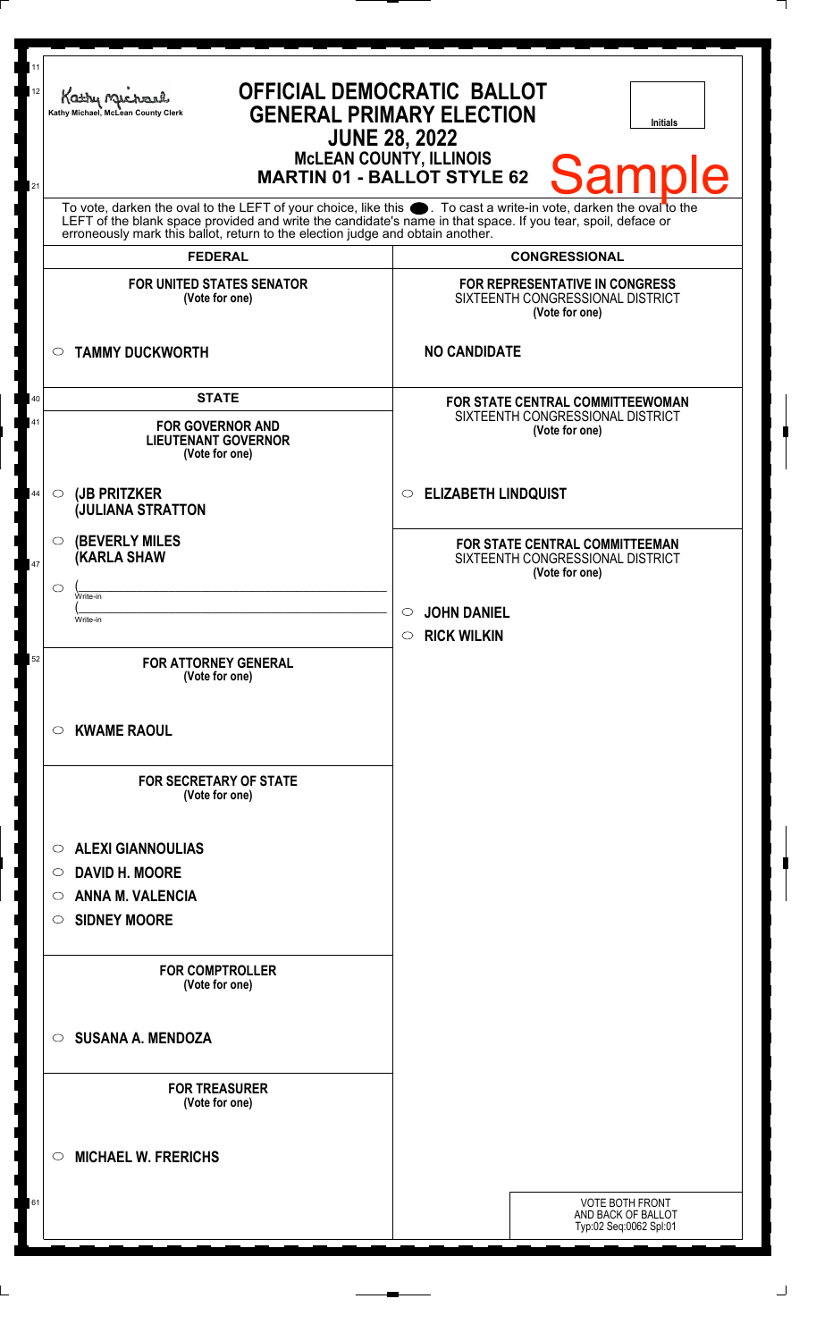Kathy Michael, McLean County Clerk

# OFFICIAL DEMOCRATIC BALLOT
## GENERAL PRIMARY ELECTION
## JUNE 28, 2022
### McLEAN COUNTY, ILLINOIS
### MARTIN 01 - BALLOT STYLE 62

Initials

Sample

To vote, darken the oval to the LEFT of your choice, like this ●. To cast a write-in vote, darken the oval to the LEFT of the blank space provided and write the candidate's name in that space. If you tear, spoil, deface or erroneously mark this ballot, return to the election judge and obtain another.

## FEDERAL

**FOR UNITED STATES SENATOR**
(Vote for one)

- ○ **TAMMY DUCKWORTH**

## STATE

**FOR GOVERNOR AND LIEUTENANT GOVERNOR**
(Vote for one)

- ○ **(JB PRITZKER**
  **(JULIANA STRATTON**
- ○ **(BEVERLY MILES**
  **(KARLA SHAW**
- ○ (______________ Write-in
  (______________ Write-in

**FOR ATTORNEY GENERAL**
(Vote for one)

- ○ **KWAME RAOUL**

**FOR SECRETARY OF STATE**
(Vote for one)

- ○ **ALEXI GIANNOULIAS**
- ○ **DAVID H. MOORE**
- ○ **ANNA M. VALENCIA**
- ○ **SIDNEY MOORE**

**FOR COMPTROLLER**
(Vote for one)

- ○ **SUSANA A. MENDOZA**

**FOR TREASURER**
(Vote for one)

- ○ **MICHAEL W. FRERICHS**

## CONGRESSIONAL

**FOR REPRESENTATIVE IN CONGRESS**
SIXTEENTH CONGRESSIONAL DISTRICT
(Vote for one)

**NO CANDIDATE**

**FOR STATE CENTRAL COMMITTEEWOMAN**
SIXTEENTH CONGRESSIONAL DISTRICT
(Vote for one)

- ○ **ELIZABETH LINDQUIST**

**FOR STATE CENTRAL COMMITTEEMAN**
SIXTEENTH CONGRESSIONAL DISTRICT
(Vote for one)

- ○ **JOHN DANIEL**
- ○ **RICK WILKIN**

VOTE BOTH FRONT AND BACK OF BALLOT
Typ:02 Seq:0062 Spl:01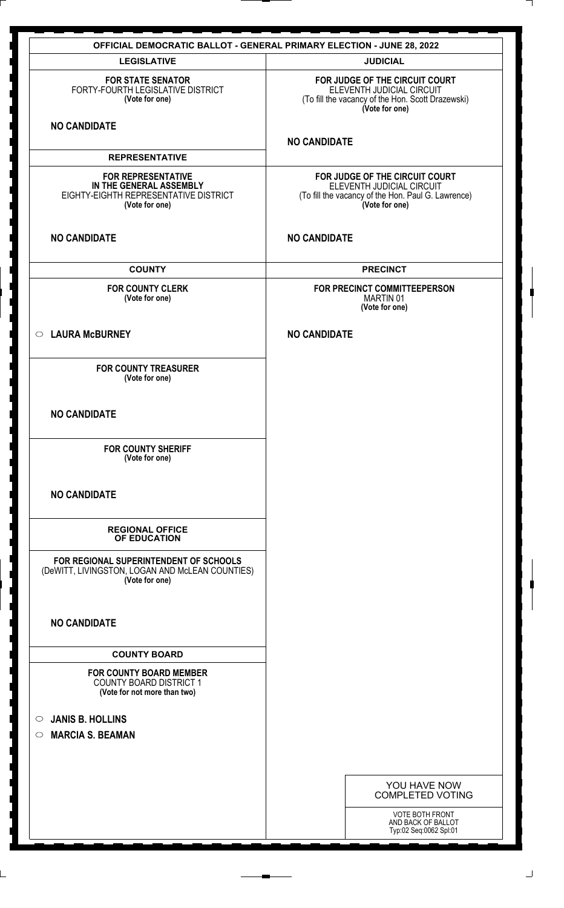# OFFICIAL DEMOCRATIC BALLOT - GENERAL PRIMARY ELECTION - JUNE 28, 2022

## LEGISLATIVE

**FOR STATE SENATOR**
FORTY-FOURTH LEGISLATIVE DISTRICT
**(Vote for one)**

**NO CANDIDATE**

## REPRESENTATIVE

**FOR REPRESENTATIVE IN THE GENERAL ASSEMBLY**
EIGHTY-EIGHTH REPRESENTATIVE DISTRICT
**(Vote for one)**

**NO CANDIDATE**

## COUNTY

**FOR COUNTY CLERK**
**(Vote for one)**

- ○ **LAURA McBURNEY**

**FOR COUNTY TREASURER**
**(Vote for one)**

**NO CANDIDATE**

**FOR COUNTY SHERIFF**
**(Vote for one)**

**NO CANDIDATE**

## REGIONAL OFFICE OF EDUCATION

**FOR REGIONAL SUPERINTENDENT OF SCHOOLS**
(DeWITT, LIVINGSTON, LOGAN AND McLEAN COUNTIES)
**(Vote for one)**

**NO CANDIDATE**

## COUNTY BOARD

**FOR COUNTY BOARD MEMBER**
COUNTY BOARD DISTRICT 1
**(Vote for not more than two)**

- ○ **JANIS B. HOLLINS**
- ○ **MARCIA S. BEAMAN**

## JUDICIAL

**FOR JUDGE OF THE CIRCUIT COURT**
ELEVENTH JUDICIAL CIRCUIT
(To fill the vacancy of the Hon. Scott Drazewski)
**(Vote for one)**

**NO CANDIDATE**

**FOR JUDGE OF THE CIRCUIT COURT**
ELEVENTH JUDICIAL CIRCUIT
(To fill the vacancy of the Hon. Paul G. Lawrence)
**(Vote for one)**

**NO CANDIDATE**

## PRECINCT

**FOR PRECINCT COMMITTEEPERSON**
MARTIN 01
**(Vote for one)**

**NO CANDIDATE**

YOU HAVE NOW COMPLETED VOTING

VOTE BOTH FRONT AND BACK OF BALLOT
Typ:02 Seq:0062 Spl:01